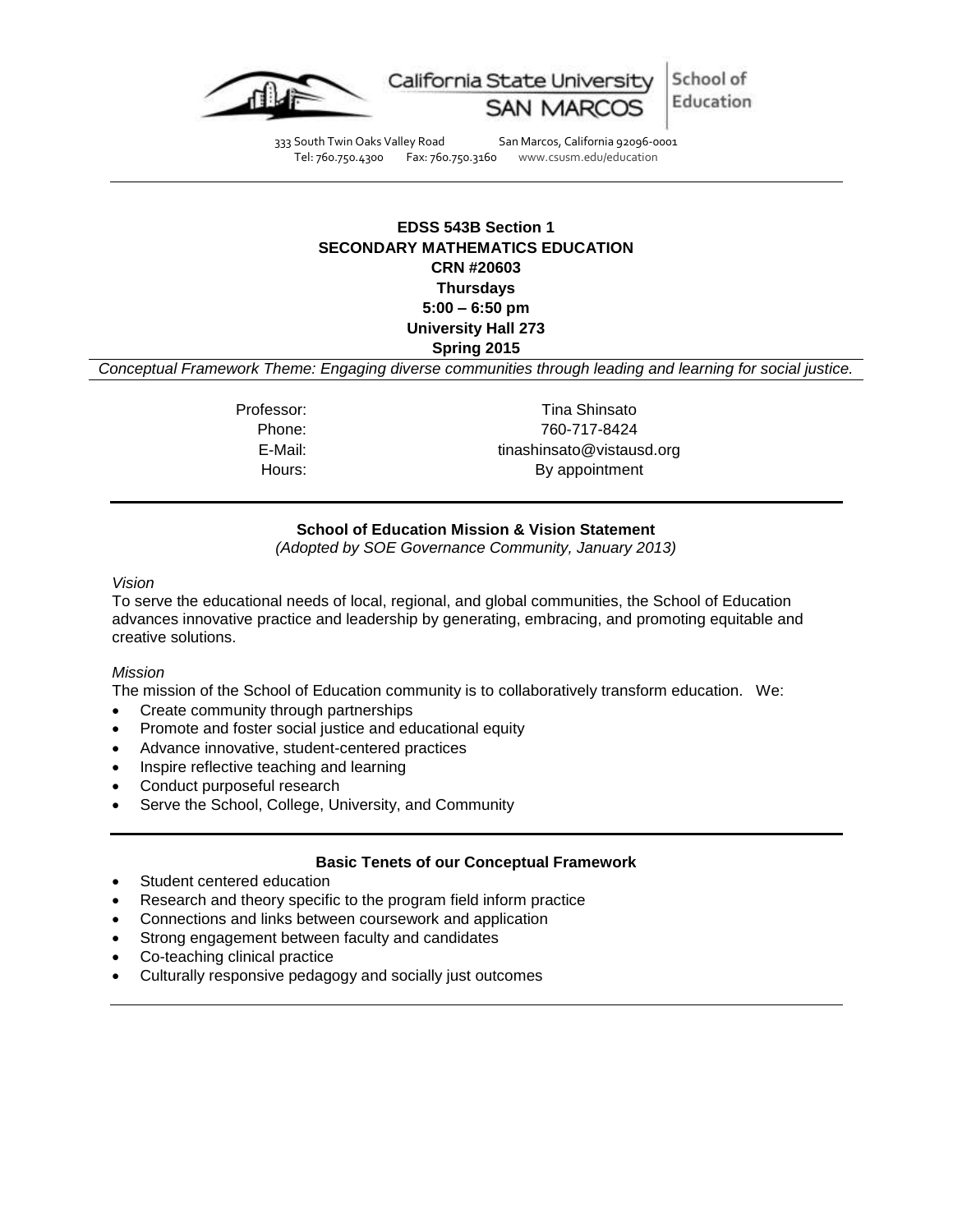California State University SAN MARCOS | School of Education

333 South Twin Oaks Valley Road San Marcos, California 92096-0001
Tel: 760.750.4300 Fax: 760.750.3160 www.csusm.edu/education

**EDSS 543B Section 1**
**SECONDARY MATHEMATICS EDUCATION**
**CRN #20603**
**Thursdays**
**5:00 – 6:50 pm**
**University Hall 273**
**Spring 2015**

*Conceptual Framework Theme: Engaging diverse communities through leading and learning for social justice.*

| | |
|---|---|
| Professor: | Tina Shinsato |
| Phone: | 760-717-8424 |
| E-Mail: | tinashinsato@vistausd.org |
| Hours: | By appointment |

## School of Education Mission & Vision Statement

*(Adopted by SOE Governance Community, January 2013)*

*Vision*

To serve the educational needs of local, regional, and global communities, the School of Education advances innovative practice and leadership by generating, embracing, and promoting equitable and creative solutions.

*Mission*

The mission of the School of Education community is to collaboratively transform education. We:

- Create community through partnerships
- Promote and foster social justice and educational equity
- Advance innovative, student-centered practices
- Inspire reflective teaching and learning
- Conduct purposeful research
- Serve the School, College, University, and Community

## Basic Tenets of our Conceptual Framework

- Student centered education
- Research and theory specific to the program field inform practice
- Connections and links between coursework and application
- Strong engagement between faculty and candidates
- Co-teaching clinical practice
- Culturally responsive pedagogy and socially just outcomes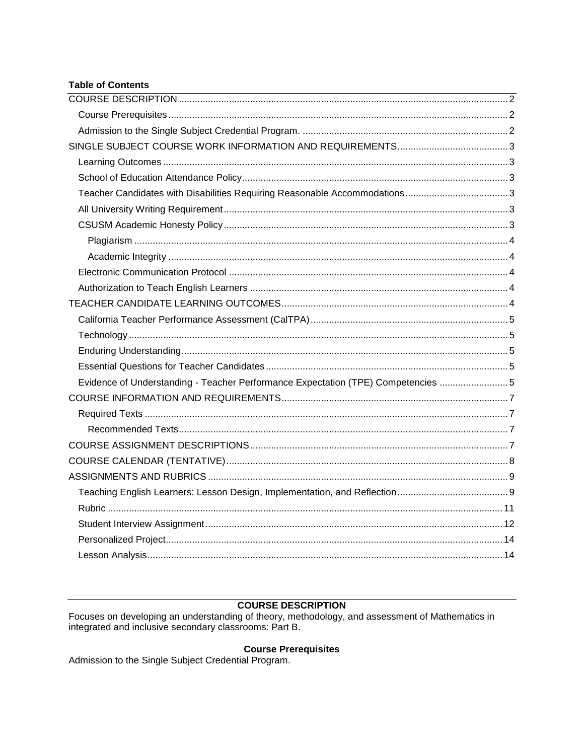**Table of Contents**

- COURSE DESCRIPTION ... 2
  - Course Prerequisites ... 2
  - Admission to the Single Subject Credential Program. ... 2
- SINGLE SUBJECT COURSE WORK INFORMATION AND REQUIREMENTS ... 3
  - Learning Outcomes ... 3
  - School of Education Attendance Policy ... 3
  - Teacher Candidates with Disabilities Requiring Reasonable Accommodations ... 3
  - All University Writing Requirement ... 3
  - CSUSM Academic Honesty Policy ... 3
    - Plagiarism ... 4
    - Academic Integrity ... 4
  - Electronic Communication Protocol ... 4
  - Authorization to Teach English Learners ... 4
- TEACHER CANDIDATE LEARNING OUTCOMES ... 4
  - California Teacher Performance Assessment (CalTPA) ... 5
  - Technology ... 5
  - Enduring Understanding ... 5
  - Essential Questions for Teacher Candidates ... 5
  - Evidence of Understanding - Teacher Performance Expectation (TPE) Competencies ... 5
- COURSE INFORMATION AND REQUIREMENTS ... 7
  - Required Texts ... 7
    - Recommended Texts ... 7
- COURSE ASSIGNMENT DESCRIPTIONS ... 7
- COURSE CALENDAR (TENTATIVE) ... 8
- ASSIGNMENTS AND RUBRICS ... 9
  - Teaching English Learners: Lesson Design, Implementation, and Reflection ... 9
  - Rubric ... 11
  - Student Interview Assignment ... 12
  - Personalized Project ... 14
  - Lesson Analysis ... 14

## COURSE DESCRIPTION

Focuses on developing an understanding of theory, methodology, and assessment of Mathematics in integrated and inclusive secondary classrooms: Part B.

### Course Prerequisites

Admission to the Single Subject Credential Program.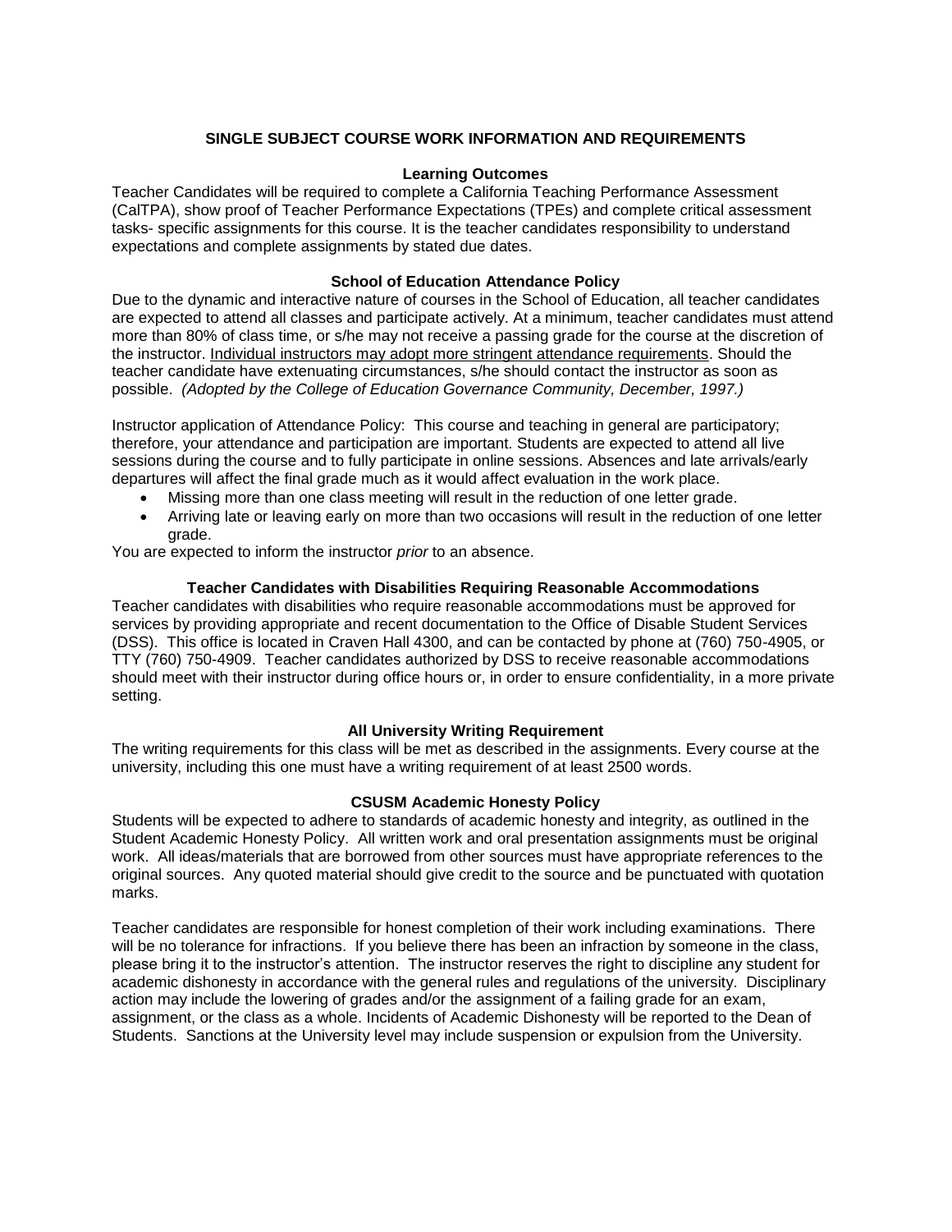## SINGLE SUBJECT COURSE WORK INFORMATION AND REQUIREMENTS

### Learning Outcomes

Teacher Candidates will be required to complete a California Teaching Performance Assessment (CalTPA), show proof of Teacher Performance Expectations (TPEs) and complete critical assessment tasks- specific assignments for this course. It is the teacher candidates responsibility to understand expectations and complete assignments by stated due dates.

### School of Education Attendance Policy

Due to the dynamic and interactive nature of courses in the School of Education, all teacher candidates are expected to attend all classes and participate actively. At a minimum, teacher candidates must attend more than 80% of class time, or s/he may not receive a passing grade for the course at the discretion of the instructor. Individual instructors may adopt more stringent attendance requirements. Should the teacher candidate have extenuating circumstances, s/he should contact the instructor as soon as possible. *(Adopted by the College of Education Governance Community, December, 1997.)*

Instructor application of Attendance Policy: This course and teaching in general are participatory; therefore, your attendance and participation are important. Students are expected to attend all live sessions during the course and to fully participate in online sessions. Absences and late arrivals/early departures will affect the final grade much as it would affect evaluation in the work place.

- Missing more than one class meeting will result in the reduction of one letter grade.
- Arriving late or leaving early on more than two occasions will result in the reduction of one letter grade.

You are expected to inform the instructor *prior* to an absence.

### Teacher Candidates with Disabilities Requiring Reasonable Accommodations

Teacher candidates with disabilities who require reasonable accommodations must be approved for services by providing appropriate and recent documentation to the Office of Disable Student Services (DSS). This office is located in Craven Hall 4300, and can be contacted by phone at (760) 750-4905, or TTY (760) 750-4909. Teacher candidates authorized by DSS to receive reasonable accommodations should meet with their instructor during office hours or, in order to ensure confidentiality, in a more private setting.

### All University Writing Requirement

The writing requirements for this class will be met as described in the assignments. Every course at the university, including this one must have a writing requirement of at least 2500 words.

### CSUSM Academic Honesty Policy

Students will be expected to adhere to standards of academic honesty and integrity, as outlined in the Student Academic Honesty Policy. All written work and oral presentation assignments must be original work. All ideas/materials that are borrowed from other sources must have appropriate references to the original sources. Any quoted material should give credit to the source and be punctuated with quotation marks.

Teacher candidates are responsible for honest completion of their work including examinations. There will be no tolerance for infractions. If you believe there has been an infraction by someone in the class, please bring it to the instructor's attention. The instructor reserves the right to discipline any student for academic dishonesty in accordance with the general rules and regulations of the university. Disciplinary action may include the lowering of grades and/or the assignment of a failing grade for an exam, assignment, or the class as a whole. Incidents of Academic Dishonesty will be reported to the Dean of Students. Sanctions at the University level may include suspension or expulsion from the University.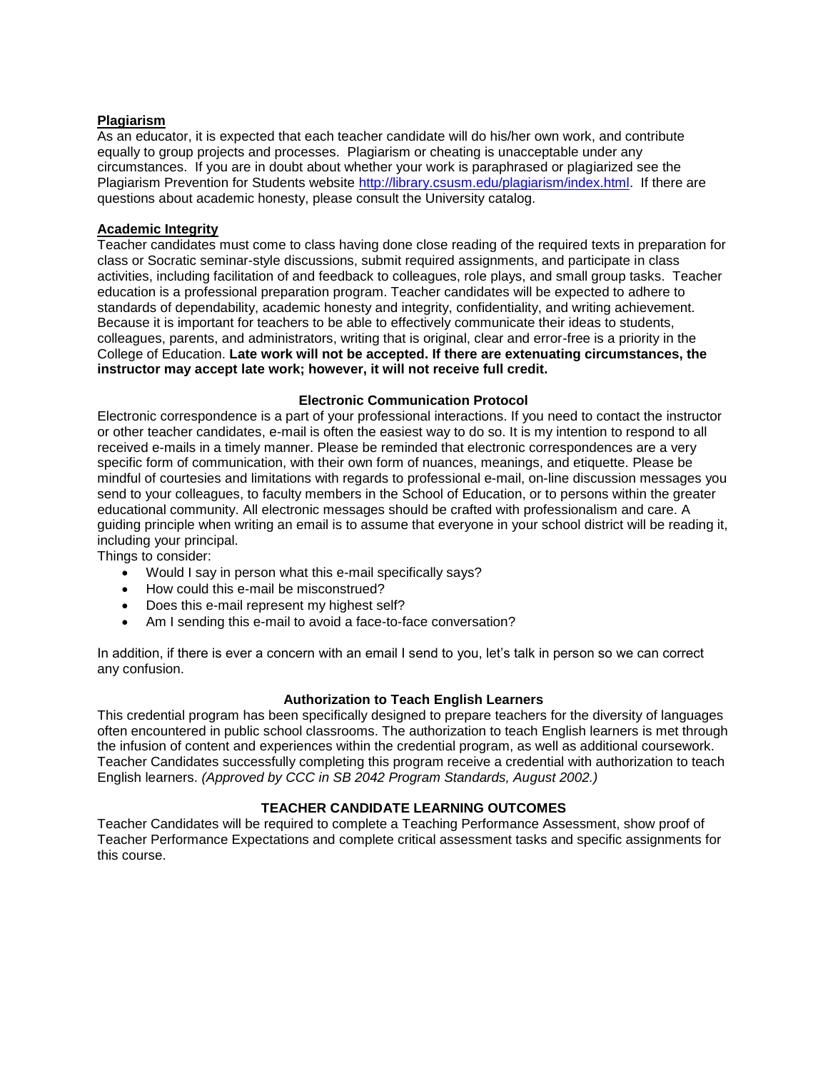**Plagiarism**

As an educator, it is expected that each teacher candidate will do his/her own work, and contribute equally to group projects and processes. Plagiarism or cheating is unacceptable under any circumstances. If you are in doubt about whether your work is paraphrased or plagiarized see the Plagiarism Prevention for Students website http://library.csusm.edu/plagiarism/index.html. If there are questions about academic honesty, please consult the University catalog.

**Academic Integrity**

Teacher candidates must come to class having done close reading of the required texts in preparation for class or Socratic seminar-style discussions, submit required assignments, and participate in class activities, including facilitation of and feedback to colleagues, role plays, and small group tasks. Teacher education is a professional preparation program. Teacher candidates will be expected to adhere to standards of dependability, academic honesty and integrity, confidentiality, and writing achievement. Because it is important for teachers to be able to effectively communicate their ideas to students, colleagues, parents, and administrators, writing that is original, clear and error-free is a priority in the College of Education. **Late work will not be accepted. If there are extenuating circumstances, the instructor may accept late work; however, it will not receive full credit.**

**Electronic Communication Protocol**

Electronic correspondence is a part of your professional interactions. If you need to contact the instructor or other teacher candidates, e-mail is often the easiest way to do so. It is my intention to respond to all received e-mails in a timely manner. Please be reminded that electronic correspondences are a very specific form of communication, with their own form of nuances, meanings, and etiquette. Please be mindful of courtesies and limitations with regards to professional e-mail, on-line discussion messages you send to your colleagues, to faculty members in the School of Education, or to persons within the greater educational community. All electronic messages should be crafted with professionalism and care. A guiding principle when writing an email is to assume that everyone in your school district will be reading it, including your principal.

Things to consider:

- Would I say in person what this e-mail specifically says?
- How could this e-mail be misconstrued?
- Does this e-mail represent my highest self?
- Am I sending this e-mail to avoid a face-to-face conversation?

In addition, if there is ever a concern with an email I send to you, let's talk in person so we can correct any confusion.

**Authorization to Teach English Learners**

This credential program has been specifically designed to prepare teachers for the diversity of languages often encountered in public school classrooms. The authorization to teach English learners is met through the infusion of content and experiences within the credential program, as well as additional coursework. Teacher Candidates successfully completing this program receive a credential with authorization to teach English learners. *(Approved by CCC in SB 2042 Program Standards, August 2002.)*

**TEACHER CANDIDATE LEARNING OUTCOMES**

Teacher Candidates will be required to complete a Teaching Performance Assessment, show proof of Teacher Performance Expectations and complete critical assessment tasks and specific assignments for this course.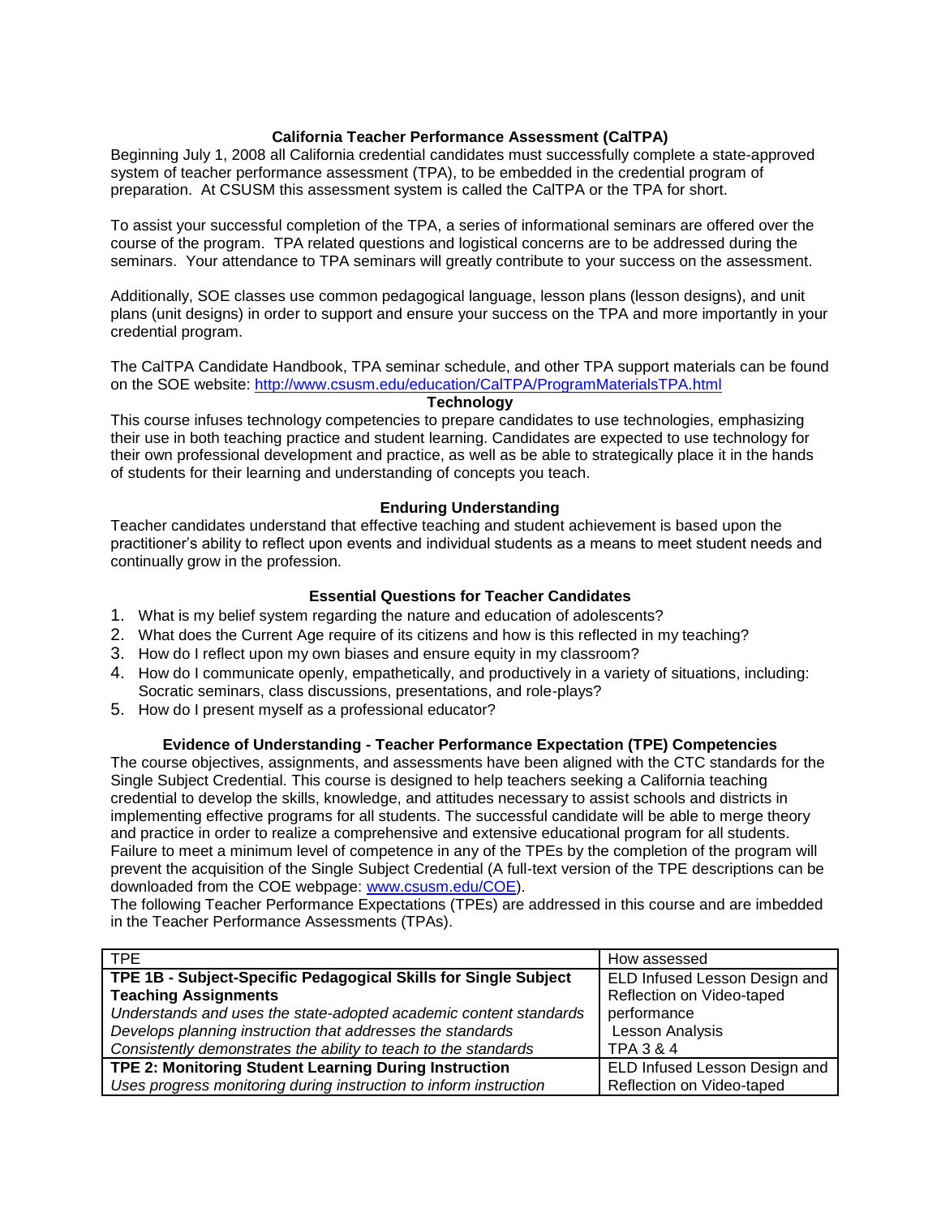### California Teacher Performance Assessment (CalTPA)

Beginning July 1, 2008 all California credential candidates must successfully complete a state-approved system of teacher performance assessment (TPA), to be embedded in the credential program of preparation. At CSUSM this assessment system is called the CalTPA or the TPA for short.

To assist your successful completion of the TPA, a series of informational seminars are offered over the course of the program. TPA related questions and logistical concerns are to be addressed during the seminars. Your attendance to TPA seminars will greatly contribute to your success on the assessment.

Additionally, SOE classes use common pedagogical language, lesson plans (lesson designs), and unit plans (unit designs) in order to support and ensure your success on the TPA and more importantly in your credential program.

The CalTPA Candidate Handbook, TPA seminar schedule, and other TPA support materials can be found on the SOE website: http://www.csusm.edu/education/CalTPA/ProgramMaterialsTPA.html

### Technology

This course infuses technology competencies to prepare candidates to use technologies, emphasizing their use in both teaching practice and student learning. Candidates are expected to use technology for their own professional development and practice, as well as be able to strategically place it in the hands of students for their learning and understanding of concepts you teach.

### Enduring Understanding

Teacher candidates understand that effective teaching and student achievement is based upon the practitioner's ability to reflect upon events and individual students as a means to meet student needs and continually grow in the profession.

### Essential Questions for Teacher Candidates

1. What is my belief system regarding the nature and education of adolescents?
2. What does the Current Age require of its citizens and how is this reflected in my teaching?
3. How do I reflect upon my own biases and ensure equity in my classroom?
4. How do I communicate openly, empathetically, and productively in a variety of situations, including: Socratic seminars, class discussions, presentations, and role-plays?
5. How do I present myself as a professional educator?

### Evidence of Understanding - Teacher Performance Expectation (TPE) Competencies

The course objectives, assignments, and assessments have been aligned with the CTC standards for the Single Subject Credential. This course is designed to help teachers seeking a California teaching credential to develop the skills, knowledge, and attitudes necessary to assist schools and districts in implementing effective programs for all students. The successful candidate will be able to merge theory and practice in order to realize a comprehensive and extensive educational program for all students. Failure to meet a minimum level of competence in any of the TPEs by the completion of the program will prevent the acquisition of the Single Subject Credential (A full-text version of the TPE descriptions can be downloaded from the COE webpage: www.csusm.edu/COE).

The following Teacher Performance Expectations (TPEs) are addressed in this course and are imbedded in the Teacher Performance Assessments (TPAs).

| TPE | How assessed |
|---|---|
| **TPE 1B - Subject-Specific Pedagogical Skills for Single Subject Teaching Assignments**<br>*Understands and uses the state-adopted academic content standards*<br>*Develops planning instruction that addresses the standards*<br>*Consistently demonstrates the ability to teach to the standards* | ELD Infused Lesson Design and Reflection on Video-taped performance<br>Lesson Analysis<br>TPA 3 & 4 |
| **TPE 2: Monitoring Student Learning During Instruction**<br>*Uses progress monitoring during instruction to inform instruction* | ELD Infused Lesson Design and Reflection on Video-taped |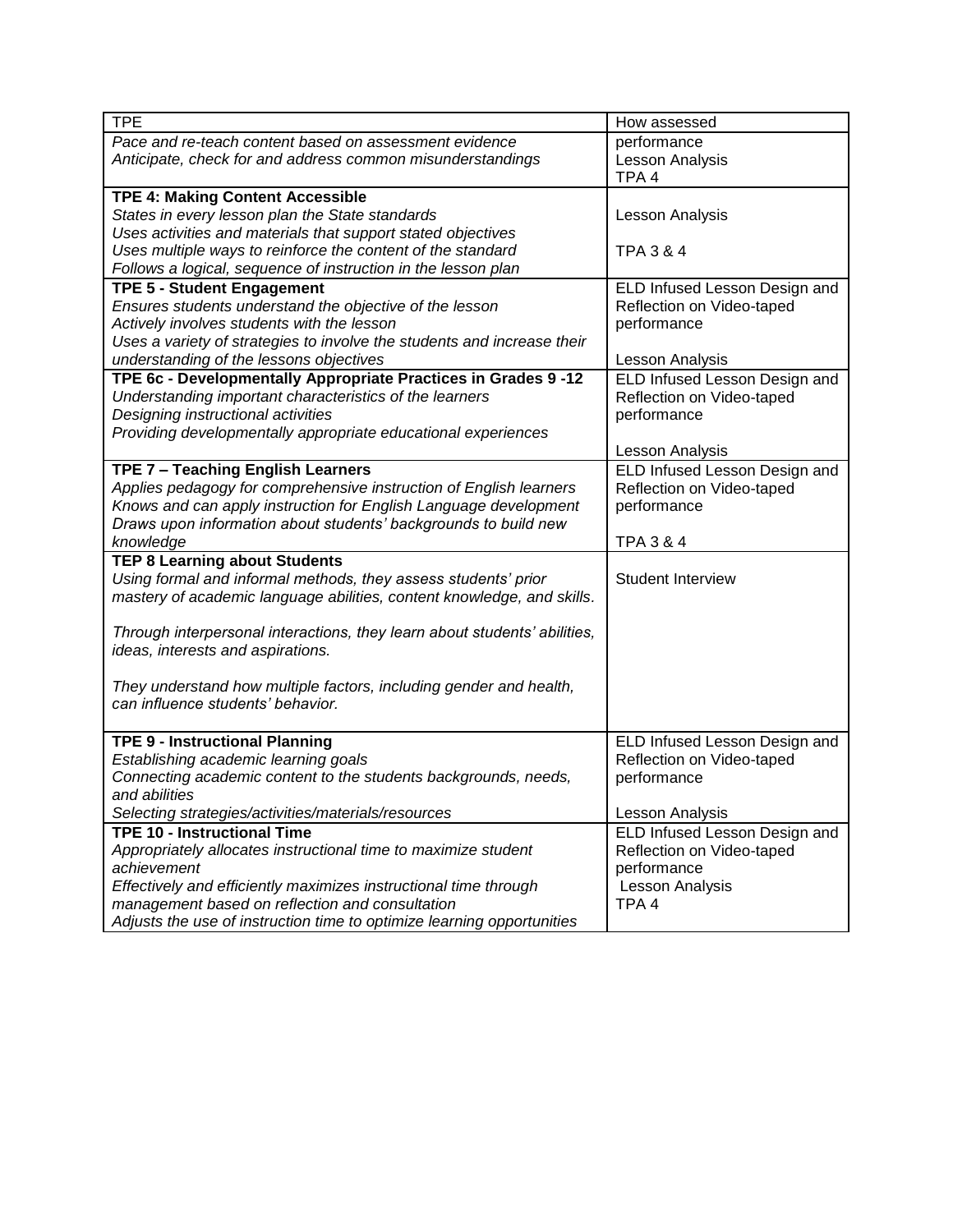| TPE | How assessed |
|---|---|
| *Pace and re-teach content based on assessment evidence*<br>*Anticipate, check for and address common misunderstandings* | performance<br>Lesson Analysis<br>TPA 4 |
| **TPE 4: Making Content Accessible**<br>*States in every lesson plan the State standards*<br>*Uses activities and materials that support stated objectives*<br>*Uses multiple ways to reinforce the content of the standard*<br>*Follows a logical, sequence of instruction in the lesson plan* | Lesson Analysis<br><br>TPA 3 & 4 |
| **TPE 5 - Student Engagement**<br>*Ensures students understand the objective of the lesson*<br>*Actively involves students with the lesson*<br>*Uses a variety of strategies to involve the students and increase their understanding of the lessons objectives* | ELD Infused Lesson Design and Reflection on Video-taped performance<br><br>Lesson Analysis |
| **TPE 6c - Developmentally Appropriate Practices in Grades 9 -12**<br>*Understanding important characteristics of the learners*<br>*Designing instructional activities*<br>*Providing developmentally appropriate educational experiences* | ELD Infused Lesson Design and Reflection on Video-taped performance<br><br>Lesson Analysis |
| **TPE 7 – Teaching English Learners**<br>*Applies pedagogy for comprehensive instruction of English learners*<br>*Knows and can apply instruction for English Language development*<br>*Draws upon information about students' backgrounds to build new knowledge* | ELD Infused Lesson Design and Reflection on Video-taped performance<br><br>TPA 3 & 4 |
| **TEP 8 Learning about Students**<br>*Using formal and informal methods, they assess students' prior mastery of academic language abilities, content knowledge, and skills*.<br><br>*Through interpersonal interactions, they learn about students' abilities, ideas, interests and aspirations.*<br><br>*They understand how multiple factors, including gender and health, can influence students' behavior.* | Student Interview |
| **TPE 9 - Instructional Planning**<br>*Establishing academic learning goals*<br>*Connecting academic content to the students backgrounds, needs, and abilities*<br>*Selecting strategies/activities/materials/resources* | ELD Infused Lesson Design and Reflection on Video-taped performance<br><br>Lesson Analysis |
| **TPE 10 - Instructional Time**<br>*Appropriately allocates instructional time to maximize student achievement*<br>*Effectively and efficiently maximizes instructional time through management based on reflection and consultation*<br>*Adjusts the use of instruction time to optimize learning opportunities* | ELD Infused Lesson Design and Reflection on Video-taped performance<br>Lesson Analysis<br>TPA 4 |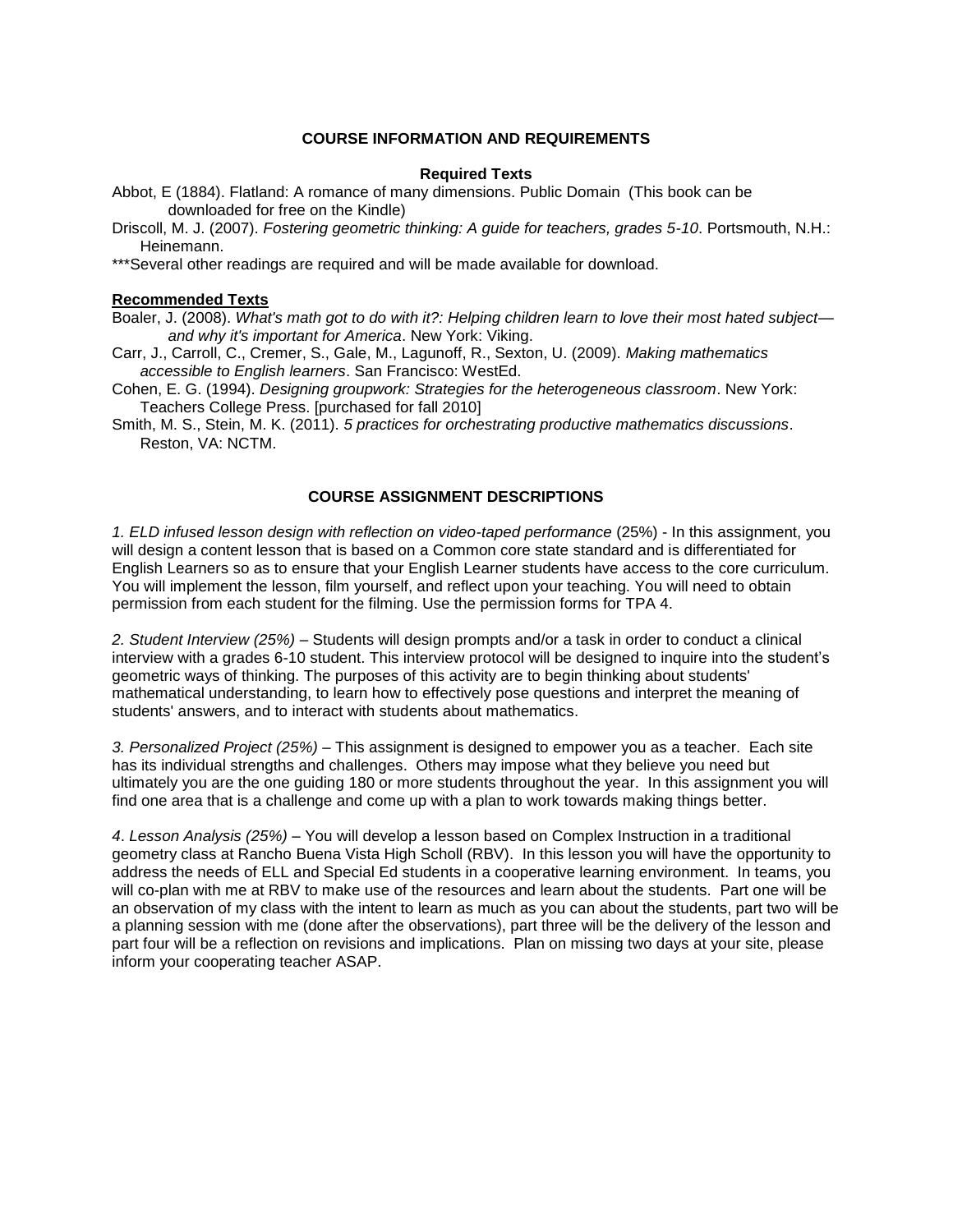## COURSE INFORMATION AND REQUIREMENTS

### Required Texts

Abbot, E (1884). Flatland: A romance of many dimensions. Public Domain (This book can be downloaded for free on the Kindle)

Driscoll, M. J. (2007). *Fostering geometric thinking: A guide for teachers, grades 5-10*. Portsmouth, N.H.: Heinemann.

***Several other readings are required and will be made available for download.

### Recommended Texts

Boaler, J. (2008). *What's math got to do with it?: Helping children learn to love their most hated subject—and why it's important for America*. New York: Viking.

Carr, J., Carroll, C., Cremer, S., Gale, M., Lagunoff, R., Sexton, U. (2009). *Making mathematics accessible to English learners*. San Francisco: WestEd.

Cohen, E. G. (1994). *Designing groupwork: Strategies for the heterogeneous classroom*. New York: Teachers College Press. [purchased for fall 2010]

Smith, M. S., Stein, M. K. (2011). *5 practices for orchestrating productive mathematics discussions*. Reston, VA: NCTM.

## COURSE ASSIGNMENT DESCRIPTIONS

*1. ELD infused lesson design with reflection on video-taped performance* (25%) - In this assignment, you will design a content lesson that is based on a Common core state standard and is differentiated for English Learners so as to ensure that your English Learner students have access to the core curriculum. You will implement the lesson, film yourself, and reflect upon your teaching. You will need to obtain permission from each student for the filming. Use the permission forms for TPA 4.

*2. Student Interview (25%)* – Students will design prompts and/or a task in order to conduct a clinical interview with a grades 6-10 student. This interview protocol will be designed to inquire into the student's geometric ways of thinking. The purposes of this activity are to begin thinking about students' mathematical understanding, to learn how to effectively pose questions and interpret the meaning of students' answers, and to interact with students about mathematics.

*3. Personalized Project (25%)* – This assignment is designed to empower you as a teacher. Each site has its individual strengths and challenges. Others may impose what they believe you need but ultimately you are the one guiding 180 or more students throughout the year. In this assignment you will find one area that is a challenge and come up with a plan to work towards making things better.

*4. Lesson Analysis (25%)* – You will develop a lesson based on Complex Instruction in a traditional geometry class at Rancho Buena Vista High Scholl (RBV). In this lesson you will have the opportunity to address the needs of ELL and Special Ed students in a cooperative learning environment. In teams, you will co-plan with me at RBV to make use of the resources and learn about the students. Part one will be an observation of my class with the intent to learn as much as you can about the students, part two will be a planning session with me (done after the observations), part three will be the delivery of the lesson and part four will be a reflection on revisions and implications. Plan on missing two days at your site, please inform your cooperating teacher ASAP.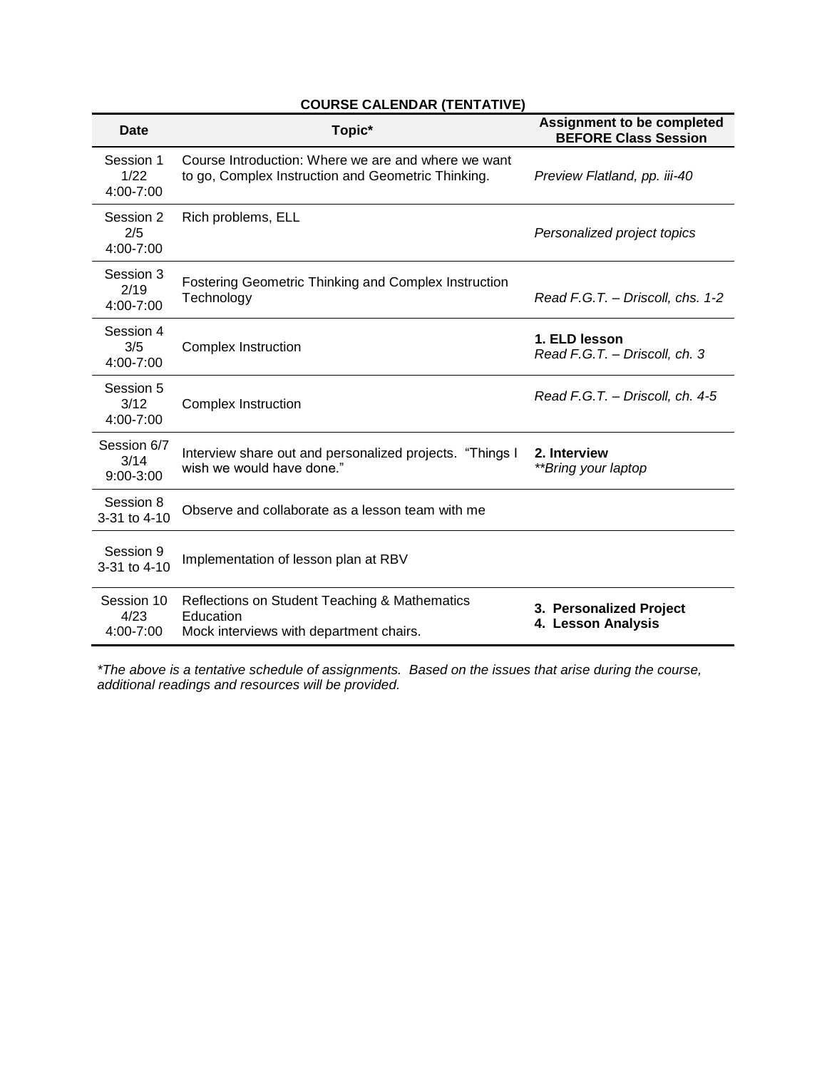**COURSE CALENDAR (TENTATIVE)**

| Date | Topic* | Assignment to be completed BEFORE Class Session |
|---|---|---|
| Session 1<br>1/22<br>4:00-7:00 | Course Introduction: Where we are and where we want to go, Complex Instruction and Geometric Thinking. | *Preview Flatland, pp. iii-40* |
| Session 2<br>2/5<br>4:00-7:00 | Rich problems, ELL | *Personalized project topics* |
| Session 3<br>2/19<br>4:00-7:00 | Fostering Geometric Thinking and Complex Instruction Technology | *Read F.G.T. – Driscoll, chs. 1-2* |
| Session 4<br>3/5<br>4:00-7:00 | Complex Instruction | **1. ELD lesson**<br>*Read F.G.T. – Driscoll, ch. 3* |
| Session 5<br>3/12<br>4:00-7:00 | Complex Instruction | *Read F.G.T. – Driscoll, ch. 4-5* |
| Session 6/7<br>3/14<br>9:00-3:00 | Interview share out and personalized projects. "Things I wish we would have done." | **2. Interview**<br>*\*\*Bring your laptop* |
| Session 8<br>3-31 to 4-10 | Observe and collaborate as a lesson team with me | |
| Session 9<br>3-31 to 4-10 | Implementation of lesson plan at RBV | |
| Session 10<br>4/23<br>4:00-7:00 | Reflections on Student Teaching & Mathematics Education<br>Mock interviews with department chairs. | **3. Personalized Project**<br>**4. Lesson Analysis** |

*\*The above is a tentative schedule of assignments. Based on the issues that arise during the course, additional readings and resources will be provided.*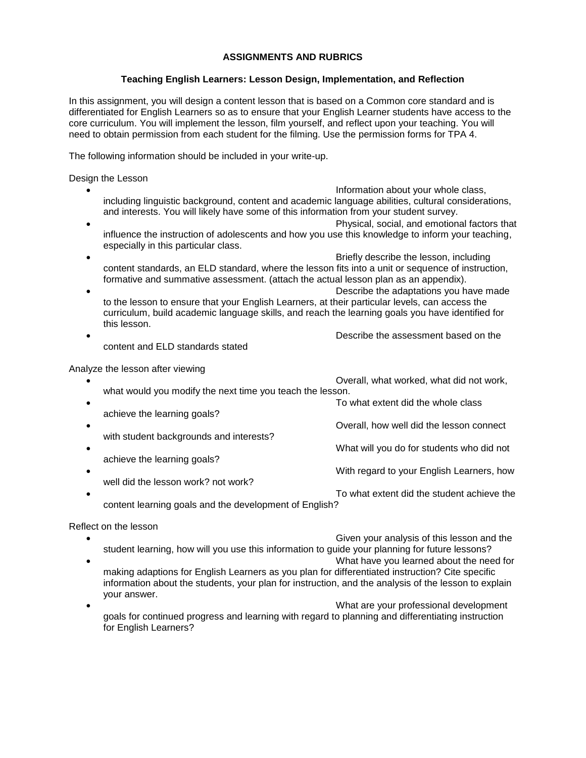**ASSIGNMENTS AND RUBRICS**

**Teaching English Learners: Lesson Design, Implementation, and Reflection**

In this assignment, you will design a content lesson that is based on a Common core standard and is differentiated for English Learners so as to ensure that your English Learner students have access to the core curriculum. You will implement the lesson, film yourself, and reflect upon your teaching. You will need to obtain permission from each student for the filming. Use the permission forms for TPA 4.

The following information should be included in your write-up.

Design the Lesson

- Information about your whole class, including linguistic background, content and academic language abilities, cultural considerations, and interests. You will likely have some of this information from your student survey.
- Physical, social, and emotional factors that influence the instruction of adolescents and how you use this knowledge to inform your teaching, especially in this particular class.
- Briefly describe the lesson, including content standards, an ELD standard, where the lesson fits into a unit or sequence of instruction, formative and summative assessment. (attach the actual lesson plan as an appendix).
- Describe the adaptations you have made to the lesson to ensure that your English Learners, at their particular levels, can access the curriculum, build academic language skills, and reach the learning goals you have identified for this lesson.
- Describe the assessment based on the content and ELD standards stated

Analyze the lesson after viewing

- Overall, what worked, what did not work, what would you modify the next time you teach the lesson.
- To what extent did the whole class achieve the learning goals?
- Overall, how well did the lesson connect with student backgrounds and interests?
- What will you do for students who did not achieve the learning goals?
- With regard to your English Learners, how well did the lesson work? not work?
- To what extent did the student achieve the content learning goals and the development of English?

Reflect on the lesson

- Given your analysis of this lesson and the student learning, how will you use this information to guide your planning for future lessons?
- What have you learned about the need for making adaptions for English Learners as you plan for differentiated instruction? Cite specific information about the students, your plan for instruction, and the analysis of the lesson to explain your answer.
- What are your professional development goals for continued progress and learning with regard to planning and differentiating instruction for English Learners?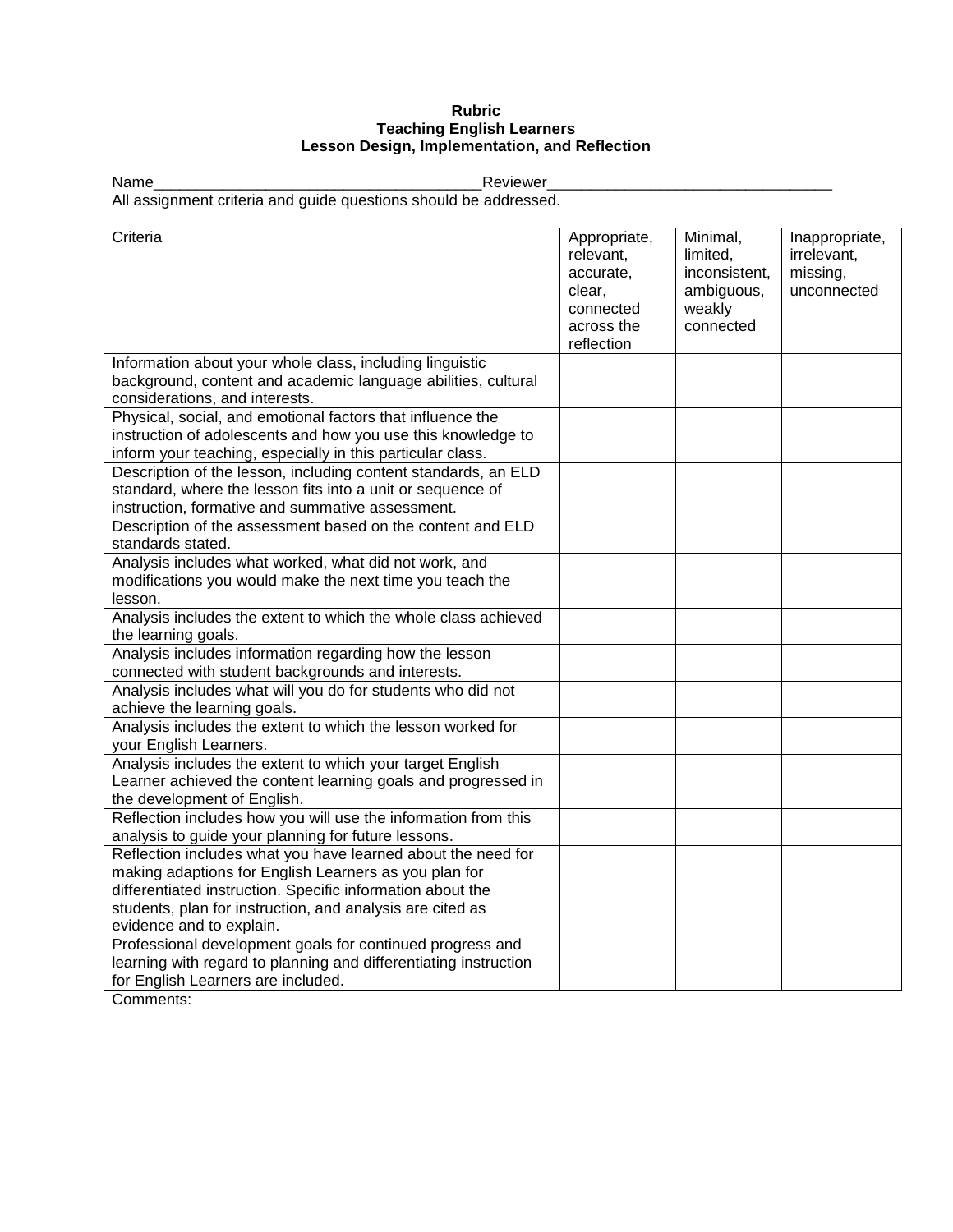**Rubric**
**Teaching English Learners**
**Lesson Design, Implementation, and Reflection**

Name_____________________________________Reviewer________________________________

All assignment criteria and guide questions should be addressed.

| Criteria | Appropriate, relevant, accurate, clear, connected across the reflection | Minimal, limited, inconsistent, ambiguous, weakly connected | Inappropriate, irrelevant, missing, unconnected |
|---|---|---|---|
| Information about your whole class, including linguistic background, content and academic language abilities, cultural considerations, and interests. | | | |
| Physical, social, and emotional factors that influence the instruction of adolescents and how you use this knowledge to inform your teaching, especially in this particular class. | | | |
| Description of the lesson, including content standards, an ELD standard, where the lesson fits into a unit or sequence of instruction, formative and summative assessment. | | | |
| Description of the assessment based on the content and ELD standards stated. | | | |
| Analysis includes what worked, what did not work, and modifications you would make the next time you teach the lesson. | | | |
| Analysis includes the extent to which the whole class achieved the learning goals. | | | |
| Analysis includes information regarding how the lesson connected with student backgrounds and interests. | | | |
| Analysis includes what will you do for students who did not achieve the learning goals. | | | |
| Analysis includes the extent to which the lesson worked for your English Learners. | | | |
| Analysis includes the extent to which your target English Learner achieved the content learning goals and progressed in the development of English. | | | |
| Reflection includes how you will use the information from this analysis to guide your planning for future lessons. | | | |
| Reflection includes what you have learned about the need for making adaptions for English Learners as you plan for differentiated instruction. Specific information about the students, plan for instruction, and analysis are cited as evidence and to explain. | | | |
| Professional development goals for continued progress and learning with regard to planning and differentiating instruction for English Learners are included. | | | |

Comments: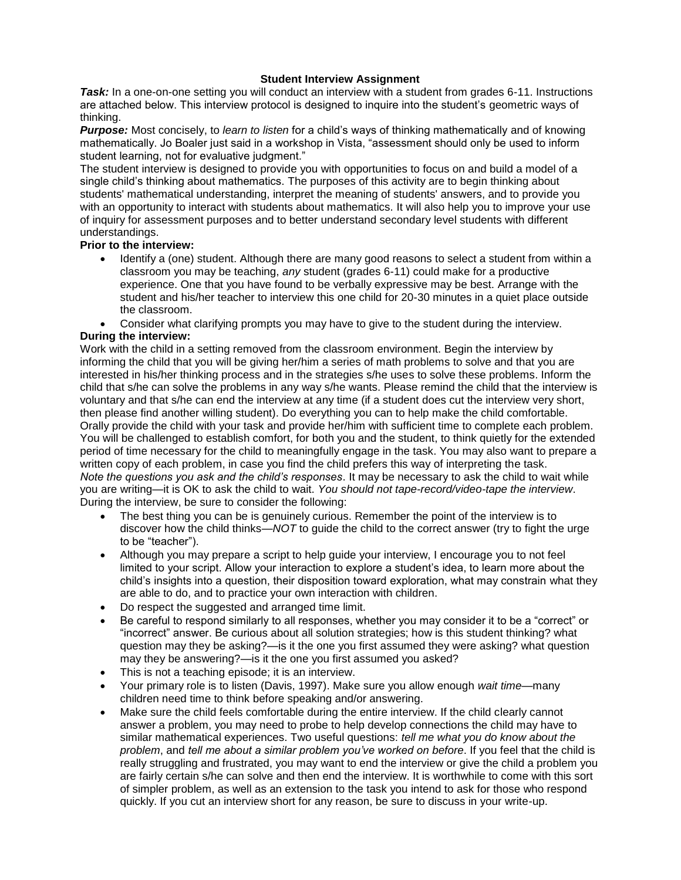## Student Interview Assignment

***Task:*** In a one-on-one setting you will conduct an interview with a student from grades 6-11. Instructions are attached below. This interview protocol is designed to inquire into the student's geometric ways of thinking.

***Purpose:*** Most concisely, to *learn to listen* for a child's ways of thinking mathematically and of knowing mathematically. Jo Boaler just said in a workshop in Vista, "assessment should only be used to inform student learning, not for evaluative judgment."

The student interview is designed to provide you with opportunities to focus on and build a model of a single child's thinking about mathematics. The purposes of this activity are to begin thinking about students' mathematical understanding, interpret the meaning of students' answers, and to provide you with an opportunity to interact with students about mathematics. It will also help you to improve your use of inquiry for assessment purposes and to better understand secondary level students with different understandings.

**Prior to the interview:**

- Identify a (one) student. Although there are many good reasons to select a student from within a classroom you may be teaching, *any* student (grades 6-11) could make for a productive experience. One that you have found to be verbally expressive may be best. Arrange with the student and his/her teacher to interview this one child for 20-30 minutes in a quiet place outside the classroom.
- Consider what clarifying prompts you may have to give to the student during the interview.

**During the interview:**

Work with the child in a setting removed from the classroom environment. Begin the interview by informing the child that you will be giving her/him a series of math problems to solve and that you are interested in his/her thinking process and in the strategies s/he uses to solve these problems. Inform the child that s/he can solve the problems in any way s/he wants. Please remind the child that the interview is voluntary and that s/he can end the interview at any time (if a student does cut the interview very short, then please find another willing student). Do everything you can to help make the child comfortable. Orally provide the child with your task and provide her/him with sufficient time to complete each problem. You will be challenged to establish comfort, for both you and the student, to think quietly for the extended period of time necessary for the child to meaningfully engage in the task. You may also want to prepare a written copy of each problem, in case you find the child prefers this way of interpreting the task.

*Note the questions you ask and the child's responses*. It may be necessary to ask the child to wait while you are writing—it is OK to ask the child to wait. *You should not tape-record/video-tape the interview*. During the interview, be sure to consider the following:

- The best thing you can be is genuinely curious. Remember the point of the interview is to discover how the child thinks—*NOT* to guide the child to the correct answer (try to fight the urge to be "teacher").
- Although you may prepare a script to help guide your interview, I encourage you to not feel limited to your script. Allow your interaction to explore a student's idea, to learn more about the child's insights into a question, their disposition toward exploration, what may constrain what they are able to do, and to practice your own interaction with children.
- Do respect the suggested and arranged time limit.
- Be careful to respond similarly to all responses, whether you may consider it to be a "correct" or "incorrect" answer. Be curious about all solution strategies; how is this student thinking? what question may they be asking?—is it the one you first assumed they were asking? what question may they be answering?—is it the one you first assumed you asked?
- This is not a teaching episode; it is an interview.
- Your primary role is to listen (Davis, 1997). Make sure you allow enough *wait time*—many children need time to think before speaking and/or answering.
- Make sure the child feels comfortable during the entire interview. If the child clearly cannot answer a problem, you may need to probe to help develop connections the child may have to similar mathematical experiences. Two useful questions: *tell me what you do know about the problem*, and *tell me about a similar problem you've worked on before*. If you feel that the child is really struggling and frustrated, you may want to end the interview or give the child a problem you are fairly certain s/he can solve and then end the interview. It is worthwhile to come with this sort of simpler problem, as well as an extension to the task you intend to ask for those who respond quickly. If you cut an interview short for any reason, be sure to discuss in your write-up.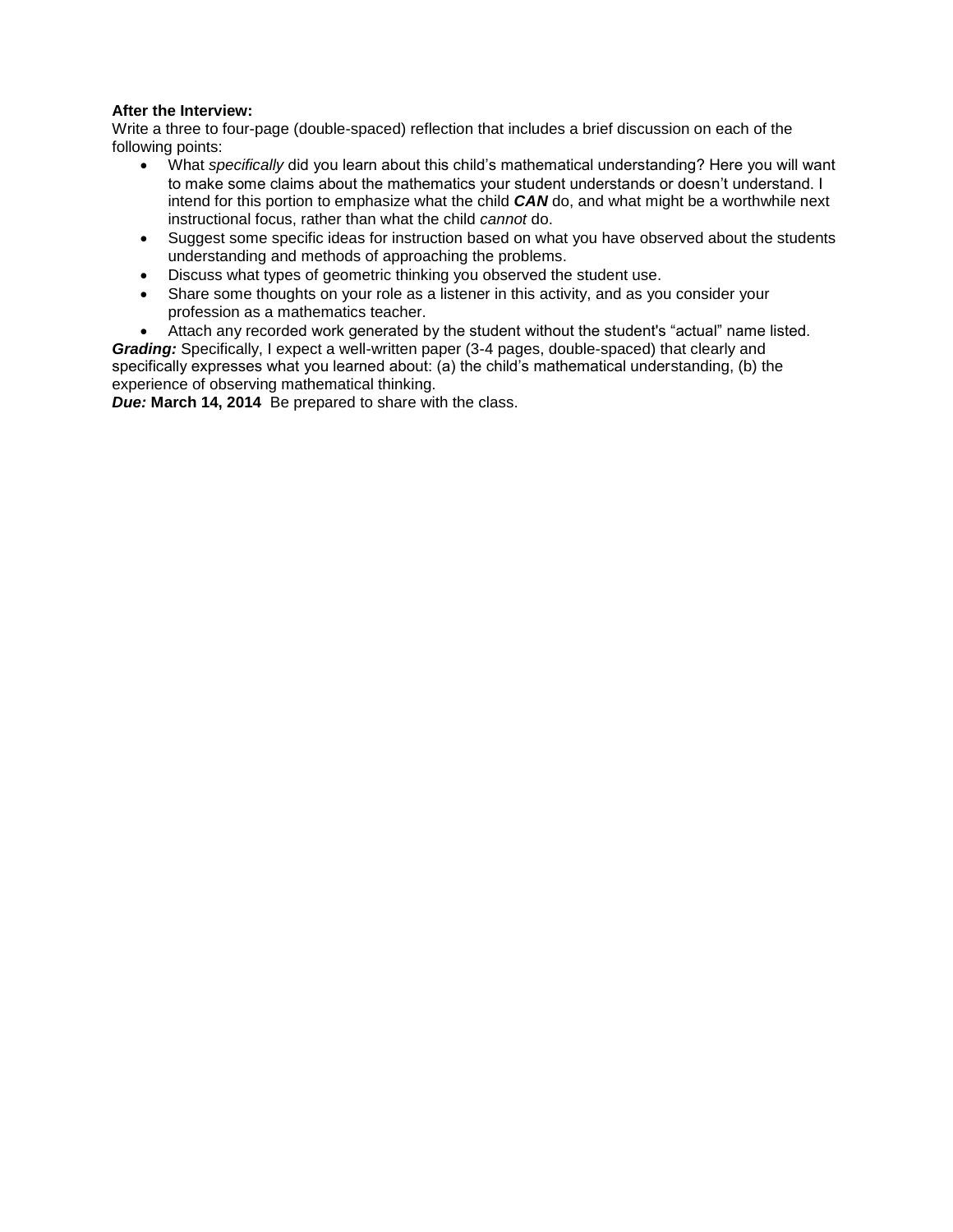**After the Interview:**

Write a three to four-page (double-spaced) reflection that includes a brief discussion on each of the following points:

- What *specifically* did you learn about this child's mathematical understanding? Here you will want to make some claims about the mathematics your student understands or doesn't understand. I intend for this portion to emphasize what the child ***CAN*** do, and what might be a worthwhile next instructional focus, rather than what the child *cannot* do.
- Suggest some specific ideas for instruction based on what you have observed about the students understanding and methods of approaching the problems.
- Discuss what types of geometric thinking you observed the student use.
- Share some thoughts on your role as a listener in this activity, and as you consider your profession as a mathematics teacher.
- Attach any recorded work generated by the student without the student's "actual" name listed.

***Grading:*** Specifically, I expect a well-written paper (3-4 pages, double-spaced) that clearly and specifically expresses what you learned about: (a) the child's mathematical understanding, (b) the experience of observing mathematical thinking.

***Due:*** **March 14, 2014** Be prepared to share with the class.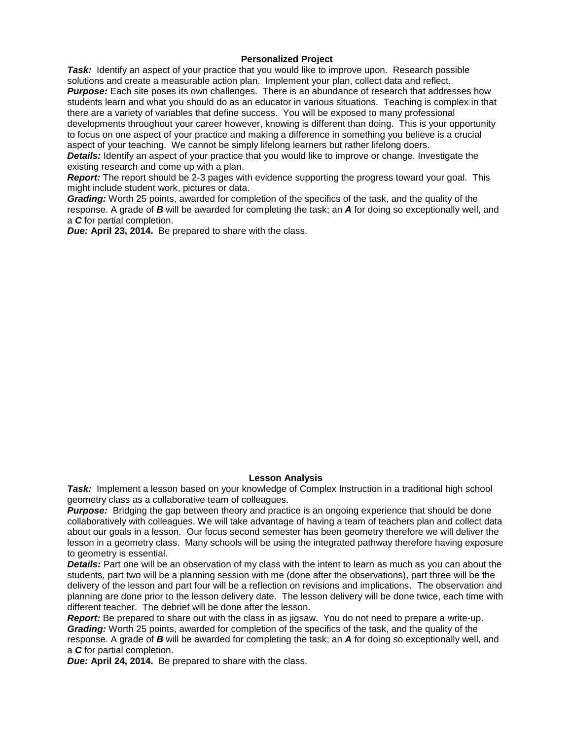## Personalized Project

***Task:*** Identify an aspect of your practice that you would like to improve upon. Research possible solutions and create a measurable action plan. Implement your plan, collect data and reflect.

***Purpose:*** Each site poses its own challenges. There is an abundance of research that addresses how students learn and what you should do as an educator in various situations. Teaching is complex in that there are a variety of variables that define success. You will be exposed to many professional developments throughout your career however, knowing is different than doing. This is your opportunity to focus on one aspect of your practice and making a difference in something you believe is a crucial aspect of your teaching. We cannot be simply lifelong learners but rather lifelong doers.

***Details:*** Identify an aspect of your practice that you would like to improve or change. Investigate the existing research and come up with a plan.

***Report:*** The report should be 2-3 pages with evidence supporting the progress toward your goal. This might include student work, pictures or data.

***Grading:*** Worth 25 points, awarded for completion of the specifics of the task, and the quality of the response. A grade of ***B*** will be awarded for completing the task; an ***A*** for doing so exceptionally well, and a ***C*** for partial completion.

***Due:*** **April 23, 2014.** Be prepared to share with the class.

## Lesson Analysis

***Task:*** Implement a lesson based on your knowledge of Complex Instruction in a traditional high school geometry class as a collaborative team of colleagues.

***Purpose:*** Bridging the gap between theory and practice is an ongoing experience that should be done collaboratively with colleagues. We will take advantage of having a team of teachers plan and collect data about our goals in a lesson. Our focus second semester has been geometry therefore we will deliver the lesson in a geometry class. Many schools will be using the integrated pathway therefore having exposure to geometry is essential.

***Details:*** Part one will be an observation of my class with the intent to learn as much as you can about the students, part two will be a planning session with me (done after the observations), part three will be the delivery of the lesson and part four will be a reflection on revisions and implications. The observation and planning are done prior to the lesson delivery date. The lesson delivery will be done twice, each time with different teacher. The debrief will be done after the lesson.

***Report:*** Be prepared to share out with the class in as jigsaw. You do not need to prepare a write-up.

***Grading:*** Worth 25 points, awarded for completion of the specifics of the task, and the quality of the response. A grade of ***B*** will be awarded for completing the task; an ***A*** for doing so exceptionally well, and a ***C*** for partial completion.

***Due:*** **April 24, 2014.** Be prepared to share with the class.